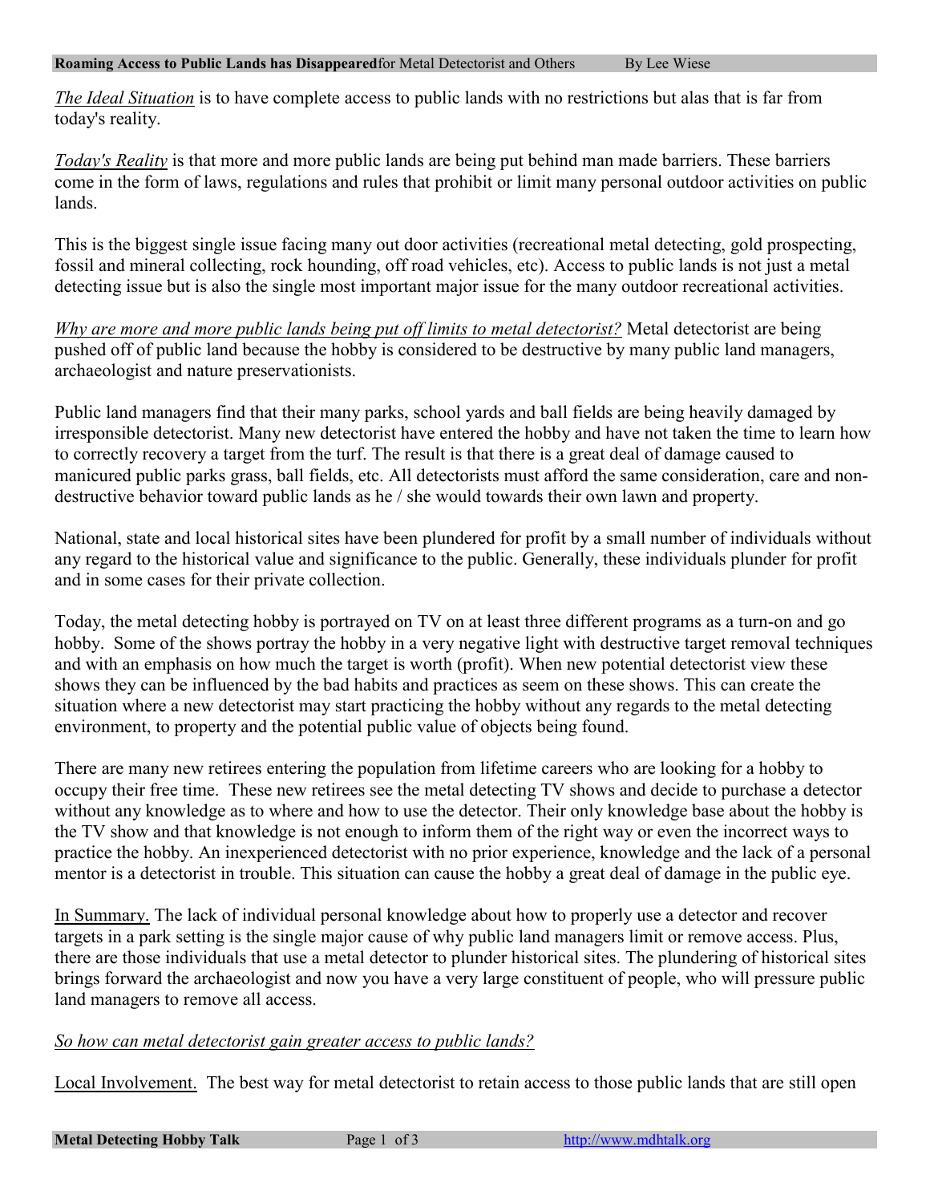**Roaming Access to Public Lands has Disappeared** for Metal Detectorist and Others By Lee Wiese

*The Ideal Situation* is to have complete access to public lands with no restrictions but alas that is far from today's reality.

*Today's Reality* is that more and more public lands are being put behind man made barriers. These barriers come in the form of laws, regulations and rules that prohibit or limit many personal outdoor activities on public lands.

This is the biggest single issue facing many out door activities (recreational metal detecting, gold prospecting, fossil and mineral collecting, rock hounding, off road vehicles, etc). Access to public lands is not just a metal detecting issue but is also the single most important major issue for the many outdoor recreational activities.

*Why are more and more public lands being put off limits to metal detectorist?* Metal detectorist are being pushed off of public land because the hobby is considered to be destructive by many public land managers, archaeologist and nature preservationists.

Public land managers find that their many parks, school yards and ball fields are being heavily damaged by irresponsible detectorist. Many new detectorist have entered the hobby and have not taken the time to learn how to correctly recovery a target from the turf. The result is that there is a great deal of damage caused to manicured public parks grass, ball fields, etc. All detectorists must afford the same consideration, care and non-destructive behavior toward public lands as he / she would towards their own lawn and property.

National, state and local historical sites have been plundered for profit by a small number of individuals without any regard to the historical value and significance to the public. Generally, these individuals plunder for profit and in some cases for their private collection.

Today, the metal detecting hobby is portrayed on TV on at least three different programs as a turn-on and go hobby. Some of the shows portray the hobby in a very negative light with destructive target removal techniques and with an emphasis on how much the target is worth (profit). When new potential detectorist view these shows they can be influenced by the bad habits and practices as seem on these shows. This can create the situation where a new detectorist may start practicing the hobby without any regards to the metal detecting environment, to property and the potential public value of objects being found.

There are many new retirees entering the population from lifetime careers who are looking for a hobby to occupy their free time. These new retirees see the metal detecting TV shows and decide to purchase a detector without any knowledge as to where and how to use the detector. Their only knowledge base about the hobby is the TV show and that knowledge is not enough to inform them of the right way or even the incorrect ways to practice the hobby. An inexperienced detectorist with no prior experience, knowledge and the lack of a personal mentor is a detectorist in trouble. This situation can cause the hobby a great deal of damage in the public eye.

In Summary. The lack of individual personal knowledge about how to properly use a detector and recover targets in a park setting is the single major cause of why public land managers limit or remove access. Plus, there are those individuals that use a metal detector to plunder historical sites. The plundering of historical sites brings forward the archaeologist and now you have a very large constituent of people, who will pressure public land managers to remove all access.

*So how can metal detectorist gain greater access to public lands?*

Local Involvement. The best way for metal detectorist to retain access to those public lands that are still open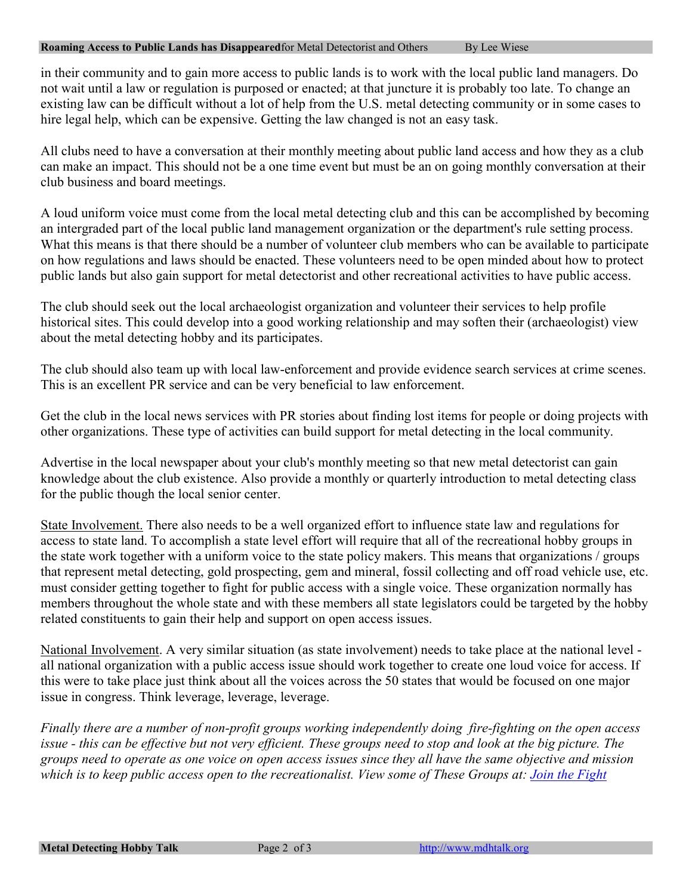in their community and to gain more access to public lands is to work with the local public land managers. Do not wait until a law or regulation is purposed or enacted; at that juncture it is probably too late. To change an existing law can be difficult without a lot of help from the U.S. metal detecting community or in some cases to hire legal help, which can be expensive. Getting the law changed is not an easy task.

All clubs need to have a conversation at their monthly meeting about public land access and how they as a club can make an impact. This should not be a one time event but must be an on going monthly conversation at their club business and board meetings.

A loud uniform voice must come from the local metal detecting club and this can be accomplished by becoming an intergraded part of the local public land management organization or the department's rule setting process. What this means is that there should be a number of volunteer club members who can be available to participate on how regulations and laws should be enacted. These volunteers need to be open minded about how to protect public lands but also gain support for metal detectorist and other recreational activities to have public access.

The club should seek out the local archaeologist organization and volunteer their services to help profile historical sites. This could develop into a good working relationship and may soften their (archaeologist) view about the metal detecting hobby and its participates.

The club should also team up with local law-enforcement and provide evidence search services at crime scenes. This is an excellent PR service and can be very beneficial to law enforcement.

Get the club in the local news services with PR stories about finding lost items for people or doing projects with other organizations. These type of activities can build support for metal detecting in the local community.

Advertise in the local newspaper about your club's monthly meeting so that new metal detectorist can gain knowledge about the club existence. Also provide a monthly or quarterly introduction to metal detecting class for the public though the local senior center.

<u>State Involvement.</u> There also needs to be a well organized effort to influence state law and regulations for access to state land. To accomplish a state level effort will require that all of the recreational hobby groups in the state work together with a uniform voice to the state policy makers. This means that organizations / groups that represent metal detecting, gold prospecting, gem and mineral, fossil collecting and off road vehicle use, etc. must consider getting together to fight for public access with a single voice. These organization normally has members throughout the whole state and with these members all state legislators could be targeted by the hobby related constituents to gain their help and support on open access issues.

<u>National Involvement</u>. A very similar situation (as state involvement) needs to take place at the national level - all national organization with a public access issue should work together to create one loud voice for access. If this were to take place just think about all the voices across the 50 states that would be focused on one major issue in congress. Think leverage, leverage, leverage.

*Finally there are a number of non-profit groups working independently doing fire-fighting on the open access issue - this can be effective but not very efficient. These groups need to stop and look at the big picture. The groups need to operate as one voice on open access issues since they all have the same objective and mission which is to keep public access open to the recreationalist. View some of These Groups at: Join the Fight*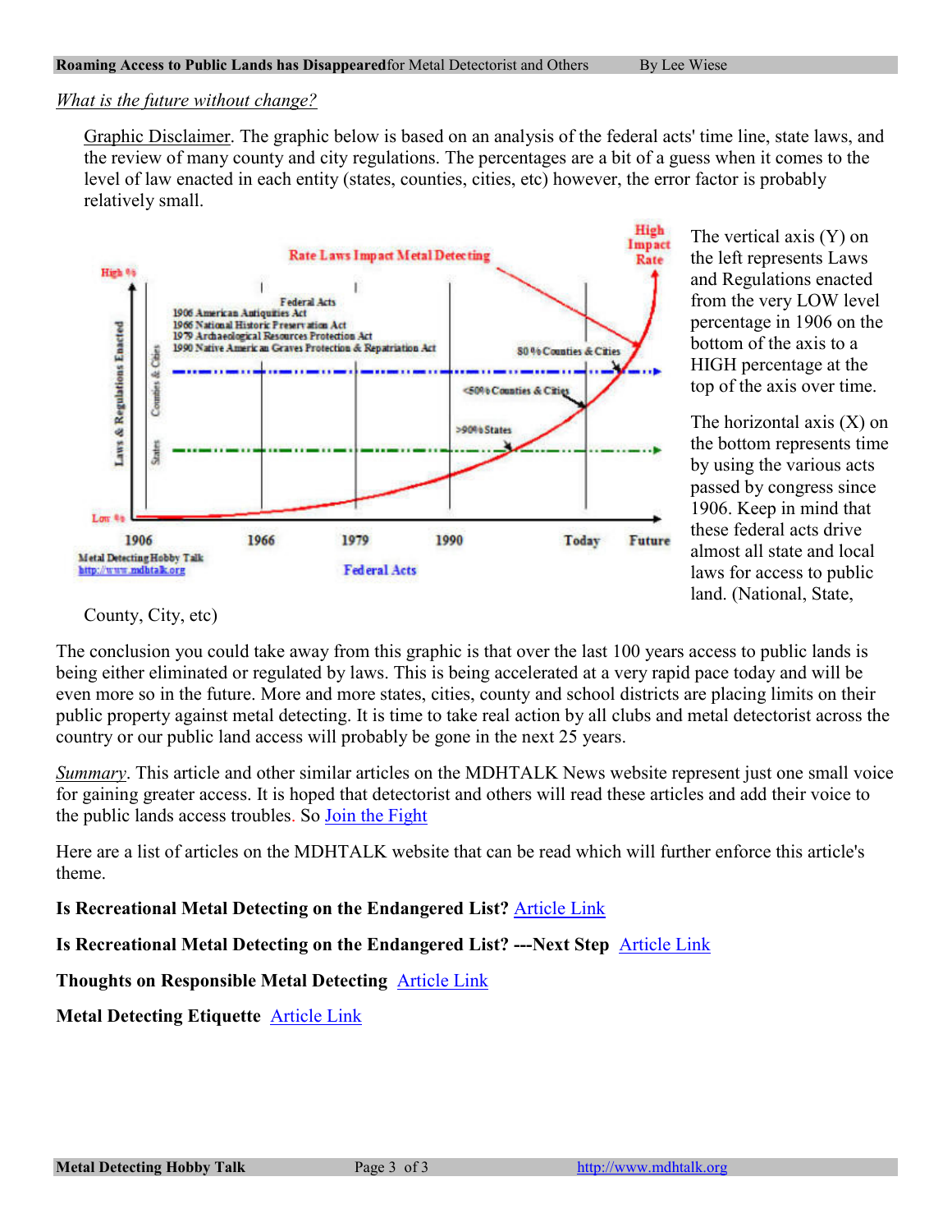*What is the future without change?*

Graphic Disclaimer. The graphic below is based on an analysis of the federal acts' time line, state laws, and the review of many county and city regulations. The percentages are a bit of a guess when it comes to the level of law enacted in each entity (states, counties, cities, etc) however, the error factor is probably relatively small.

Rate Laws Impact Metal Detecting

High Impact Rate

High %

Low %

Laws & Regulations Enacted

Counties & Cities

States

Federal Acts
1906 American Antiquities Act
1966 National Historic Preservation Act
1979 Archaeological Resources Protection Act
1990 Native American Graves Protection & Repatriation Act

80% Counties & Cities

<50% Counties & Cities

>90% States

1906 1966 1979 1990 Today Future

Federal Acts

Metal Detecting Hobby Talk
http://www.mdhtalk.org

The vertical axis (Y) on the left represents Laws and Regulations enacted from the very LOW level percentage in 1906 on the bottom of the axis to a HIGH percentage at the top of the axis over time.

The horizontal axis (X) on the bottom represents time by using the various acts passed by congress since 1906. Keep in mind that these federal acts drive almost all state and local laws for access to public land. (National, State, County, City, etc)

The conclusion you could take away from this graphic is that over the last 100 years access to public lands is being either eliminated or regulated by laws. This is being accelerated at a very rapid pace today and will be even more so in the future. More and more states, cities, county and school districts are placing limits on their public property against metal detecting. It is time to take real action by all clubs and metal detectorist across the country or our public land access will probably be gone in the next 25 years.

*Summary*. This article and other similar articles on the MDHTALK News website represent just one small voice for gaining greater access. It is hoped that detectorist and others will read these articles and add their voice to the public lands access troubles. So Join the Fight

Here are a list of articles on the MDHTALK website that can be read which will further enforce this article's theme.

**Is Recreational Metal Detecting on the Endangered List?** Article Link

**Is Recreational Metal Detecting on the Endangered List? ---Next Step** Article Link

**Thoughts on Responsible Metal Detecting** Article Link

**Metal Detecting Etiquette** Article Link